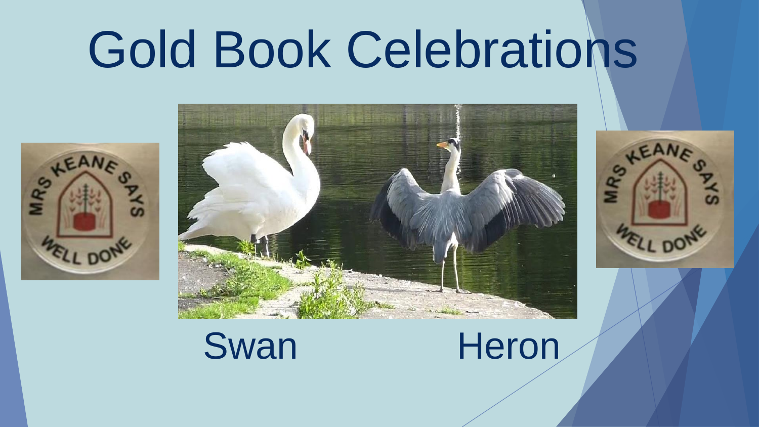# Gold Book Celebrations

Swan

Heron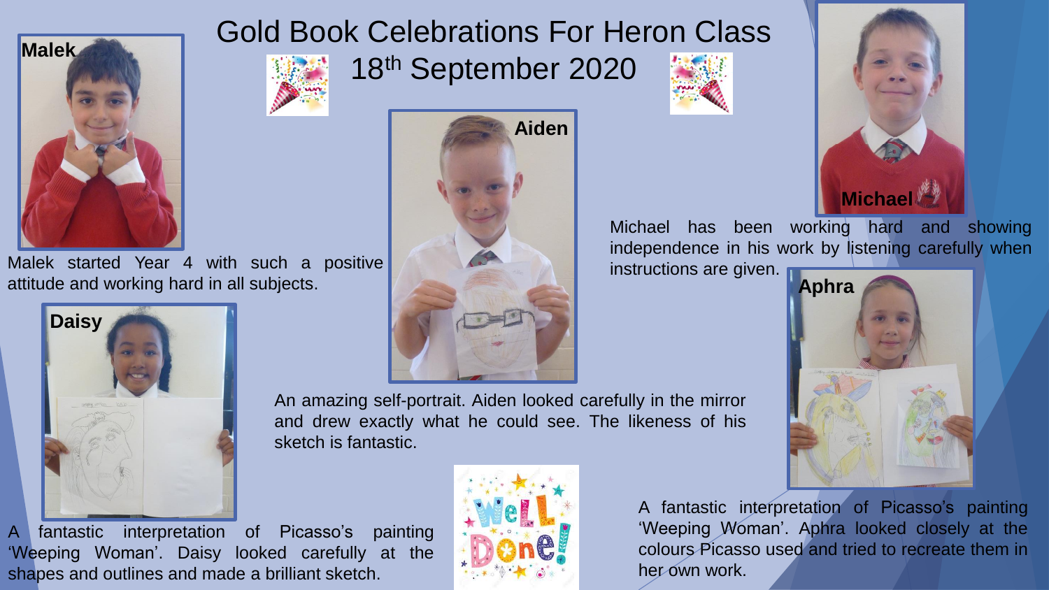# Gold Book Celebrations For Heron Class

## 18th September 2020

**Malek**

Malek started Year 4 with such a positive attitude and working hard in all subjects.

**Aiden**

An amazing self-portrait. Aiden looked carefully in the mirror and drew exactly what he could see. The likeness of his sketch is fantastic.

**Michael**

Michael has been working hard and showing independence in his work by listening carefully when instructions are given.

**Daisy**

A fantastic interpretation of Picasso's painting 'Weeping Woman'. Daisy looked carefully at the shapes and outlines and made a brilliant sketch.

**Aphra**

A fantastic interpretation of Picasso's painting 'Weeping Woman'. Aphra looked closely at the colours Picasso used and tried to recreate them in her own work.

Well Done!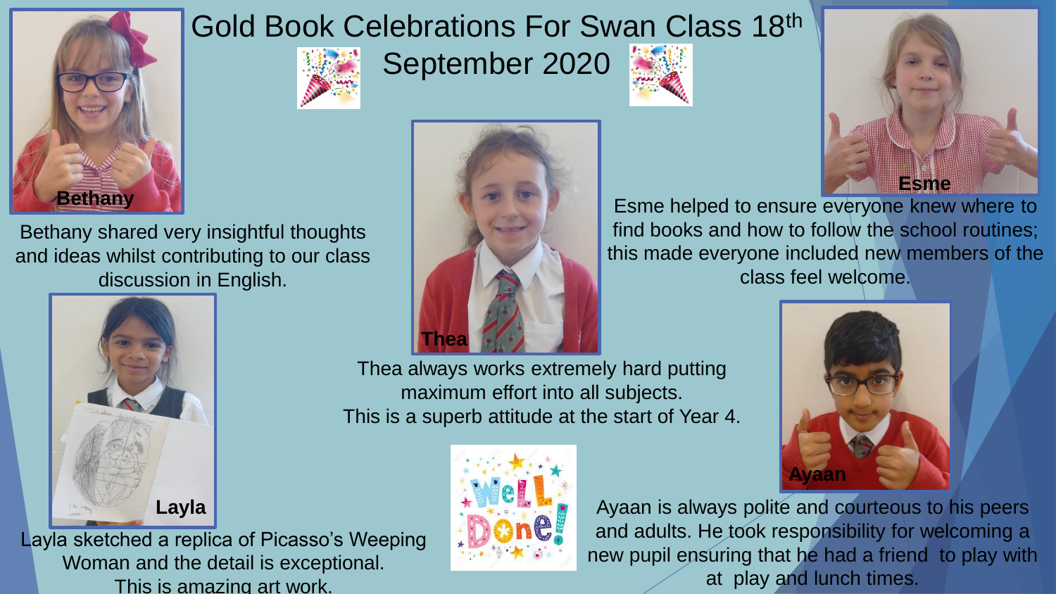# Gold Book Celebrations For Swan Class 18th September 2020

**Bethany**

Bethany shared very insightful thoughts and ideas whilst contributing to our class discussion in English.

**Thea**

Thea always works extremely hard putting maximum effort into all subjects. This is a superb attitude at the start of Year 4.

**Esme**

Esme helped to ensure everyone knew where to find books and how to follow the school routines; this made everyone included new members of the class feel welcome.

**Layla**

Layla sketched a replica of Picasso's Weeping Woman and the detail is exceptional. This is amazing art work.

**Ayaan**

Ayaan is always polite and courteous to his peers and adults. He took responsibility for welcoming a new pupil ensuring that he had a friend to play with at play and lunch times.